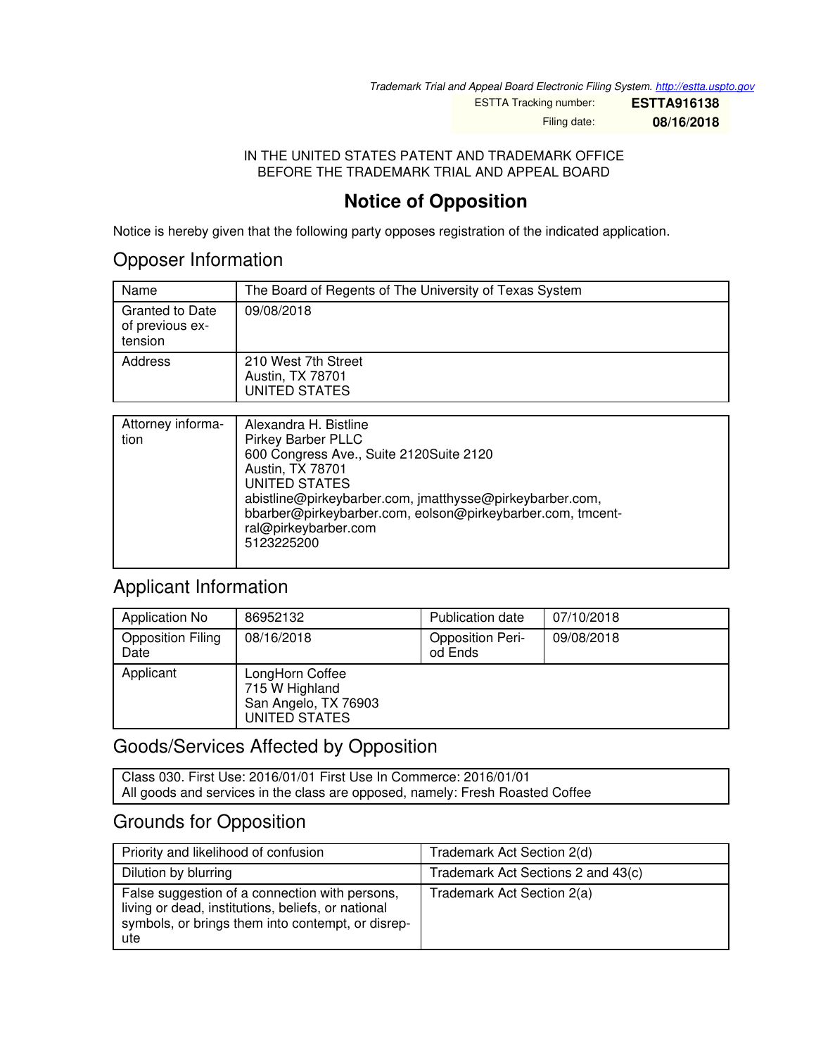Trademark Trial and Appeal Board Electronic Filing System. http://estta.uspto.gov

| | |
|---|---|
| ESTTA Tracking number: | **ESTTA916138** |
| Filing date: | **08/16/2018** |

IN THE UNITED STATES PATENT AND TRADEMARK OFFICE
BEFORE THE TRADEMARK TRIAL AND APPEAL BOARD

# Notice of Opposition

Notice is hereby given that the following party opposes registration of the indicated application.

## Opposer Information

| | |
|---|---|
| Name | The Board of Regents of The University of Texas System |
| Granted to Date of previous extension | 09/08/2018 |
| Address | 210 West 7th Street<br>Austin, TX 78701<br>UNITED STATES |

| | |
|---|---|
| Attorney information | Alexandra H. Bistline<br>Pirkey Barber PLLC<br>600 Congress Ave., Suite 2120Suite 2120<br>Austin, TX 78701<br>UNITED STATES<br>abistline@pirkeybarber.com, jmatthysse@pirkeybarber.com, bbarber@pirkeybarber.com, eolson@pirkeybarber.com, tmcentral@pirkeybarber.com<br>5123225200 |

## Applicant Information

| | | | |
|---|---|---|---|
| Application No | 86952132 | Publication date | 07/10/2018 |
| Opposition Filing Date | 08/16/2018 | Opposition Period Ends | 09/08/2018 |
| Applicant | LongHorn Coffee<br>715 W Highland<br>San Angelo, TX 76903<br>UNITED STATES | | |

## Goods/Services Affected by Opposition

Class 030. First Use: 2016/01/01 First Use In Commerce: 2016/01/01
All goods and services in the class are opposed, namely: Fresh Roasted Coffee

## Grounds for Opposition

| | |
|---|---|
| Priority and likelihood of confusion | Trademark Act Section 2(d) |
| Dilution by blurring | Trademark Act Sections 2 and 43(c) |
| False suggestion of a connection with persons, living or dead, institutions, beliefs, or national symbols, or brings them into contempt, or disrepute | Trademark Act Section 2(a) |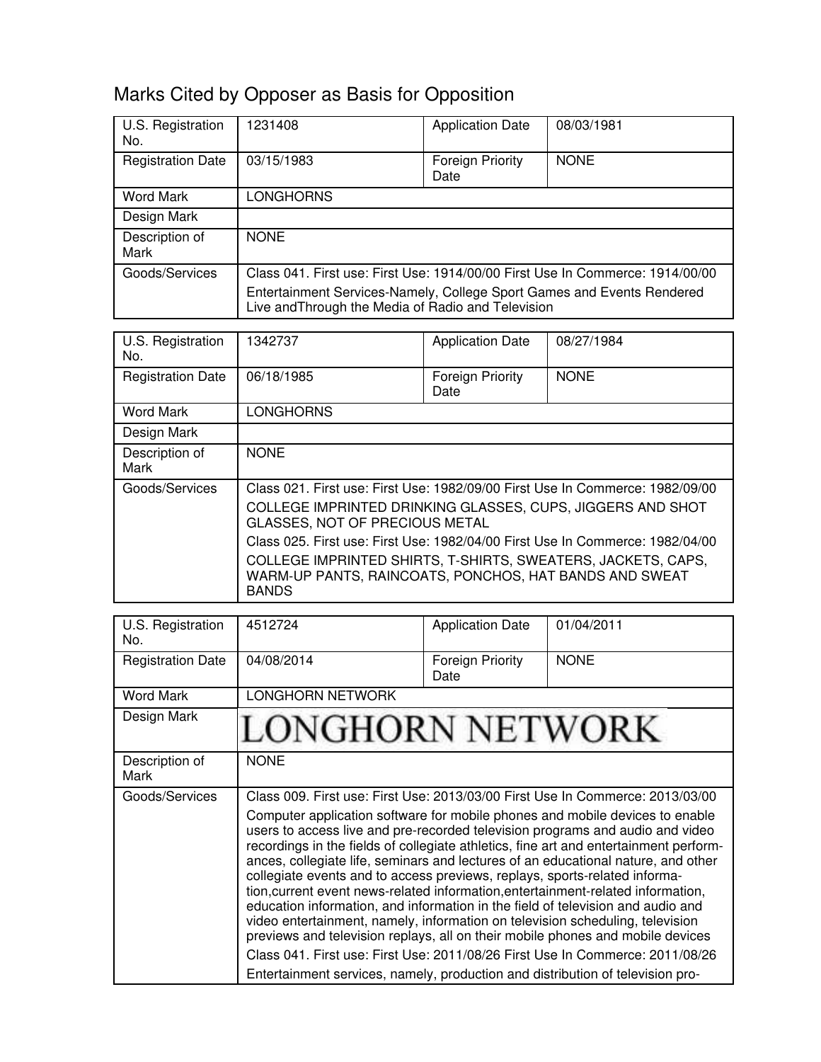# Marks Cited by Opposer as Basis for Opposition

| U.S. Registration No. | 1231408 | Application Date | 08/03/1981 |
|---|---|---|---|
| Registration Date | 03/15/1983 | Foreign Priority Date | NONE |
| Word Mark | LONGHORNS | | |
| Design Mark | | | |
| Description of Mark | NONE | | |
| Goods/Services | Class 041. First use: First Use: 1914/00/00 First Use In Commerce: 1914/00/00<br>Entertainment Services-Namely, College Sport Games and Events Rendered Live andThrough the Media of Radio and Television | | |

| U.S. Registration No. | 1342737 | Application Date | 08/27/1984 |
|---|---|---|---|
| Registration Date | 06/18/1985 | Foreign Priority Date | NONE |
| Word Mark | LONGHORNS | | |
| Design Mark | | | |
| Description of Mark | NONE | | |
| Goods/Services | Class 021. First use: First Use: 1982/09/00 First Use In Commerce: 1982/09/00<br>COLLEGE IMPRINTED DRINKING GLASSES, CUPS, JIGGERS AND SHOT GLASSES, NOT OF PRECIOUS METAL<br>Class 025. First use: First Use: 1982/04/00 First Use In Commerce: 1982/04/00<br>COLLEGE IMPRINTED SHIRTS, T-SHIRTS, SWEATERS, JACKETS, CAPS, WARM-UP PANTS, RAINCOATS, PONCHOS, HAT BANDS AND SWEAT BANDS | | |

| U.S. Registration No. | 4512724 | Application Date | 01/04/2011 |
|---|---|---|---|
| Registration Date | 04/08/2014 | Foreign Priority Date | NONE |
| Word Mark | LONGHORN NETWORK | | |
| Design Mark | LONGHORN NETWORK | | |
| Description of Mark | NONE | | |
| Goods/Services | Class 009. First use: First Use: 2013/03/00 First Use In Commerce: 2013/03/00<br>Computer application software for mobile phones and mobile devices to enable users to access live and pre-recorded television programs and audio and video recordings in the fields of collegiate athletics, fine art and entertainment performances, collegiate life, seminars and lectures of an educational nature, and other collegiate events and to access previews, replays, sports-related information,current event news-related information,entertainment-related information, education information, and information in the field of television and audio and video entertainment, namely, information on television scheduling, television previews and television replays, all on their mobile phones and mobile devices<br>Class 041. First use: First Use: 2011/08/26 First Use In Commerce: 2011/08/26<br>Entertainment services, namely, production and distribution of television pro- | | |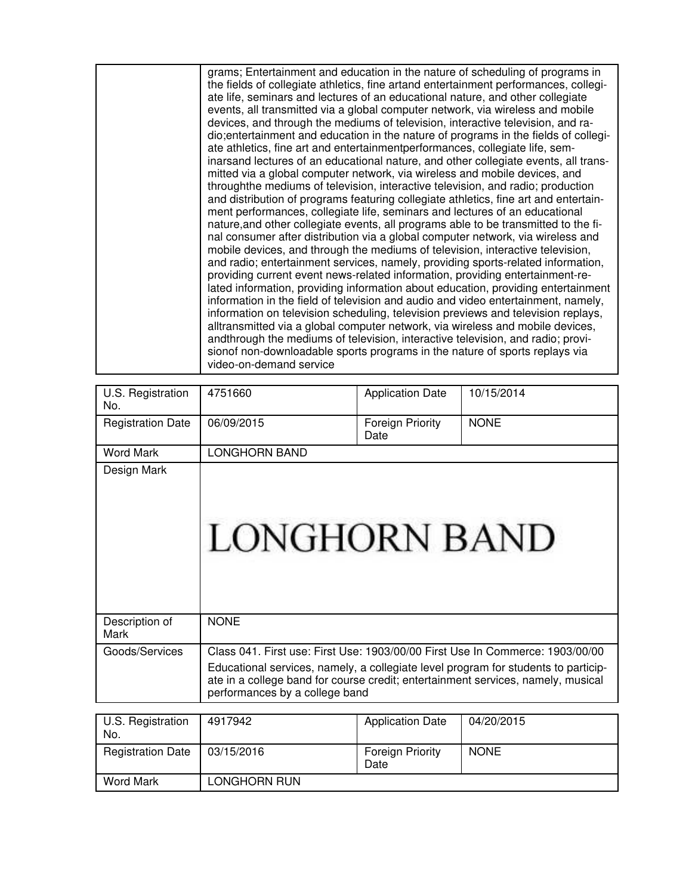| | grams; Entertainment and education in the nature of scheduling of programs in the fields of collegiate athletics, fine artand entertainment performances, collegiate life, seminars and lectures of an educational nature, and other collegiate events, all transmitted via a global computer network, via wireless and mobile devices, and through the mediums of television, interactive television, and radio;entertainment and education in the nature of programs in the fields of collegiate athletics, fine art and entertainmentperformances, collegiate life, seminarsand lectures of an educational nature, and other collegiate events, all transmitted via a global computer network, via wireless and mobile devices, and throughthe mediums of television, interactive television, and radio; production and distribution of programs featuring collegiate athletics, fine art and entertainment performances, collegiate life, seminars and lectures of an educational nature,and other collegiate events, all programs able to be transmitted to the final consumer after distribution via a global computer network, via wireless and mobile devices, and through the mediums of television, interactive television, and radio; entertainment services, namely, providing sports-related information, providing current event news-related information, providing entertainment-related information, providing information about education, providing entertainment information in the field of television and audio and video entertainment, namely, information on television scheduling, television previews and television replays, alltransmitted via a global computer network, via wireless and mobile devices, andthrough the mediums of television, interactive television, and radio; provisionof non-downloadable sports programs in the nature of sports replays via video-on-demand service |
|---|---|

| U.S. Registration No. | 4751660 | Application Date | 10/15/2014 |
|---|---|---|---|
| Registration Date | 06/09/2015 | Foreign Priority Date | NONE |
| Word Mark | LONGHORN BAND | | |
| Design Mark | LONGHORN BAND | | |
| Description of Mark | NONE | | |
| Goods/Services | Class 041. First use: First Use: 1903/00/00 First Use In Commerce: 1903/00/00<br>Educational services, namely, a collegiate level program for students to participate in a college band for course credit; entertainment services, namely, musical performances by a college band | | |

| U.S. Registration No. | 4917942 | Application Date | 04/20/2015 |
|---|---|---|---|
| Registration Date | 03/15/2016 | Foreign Priority Date | NONE |
| Word Mark | LONGHORN RUN | | |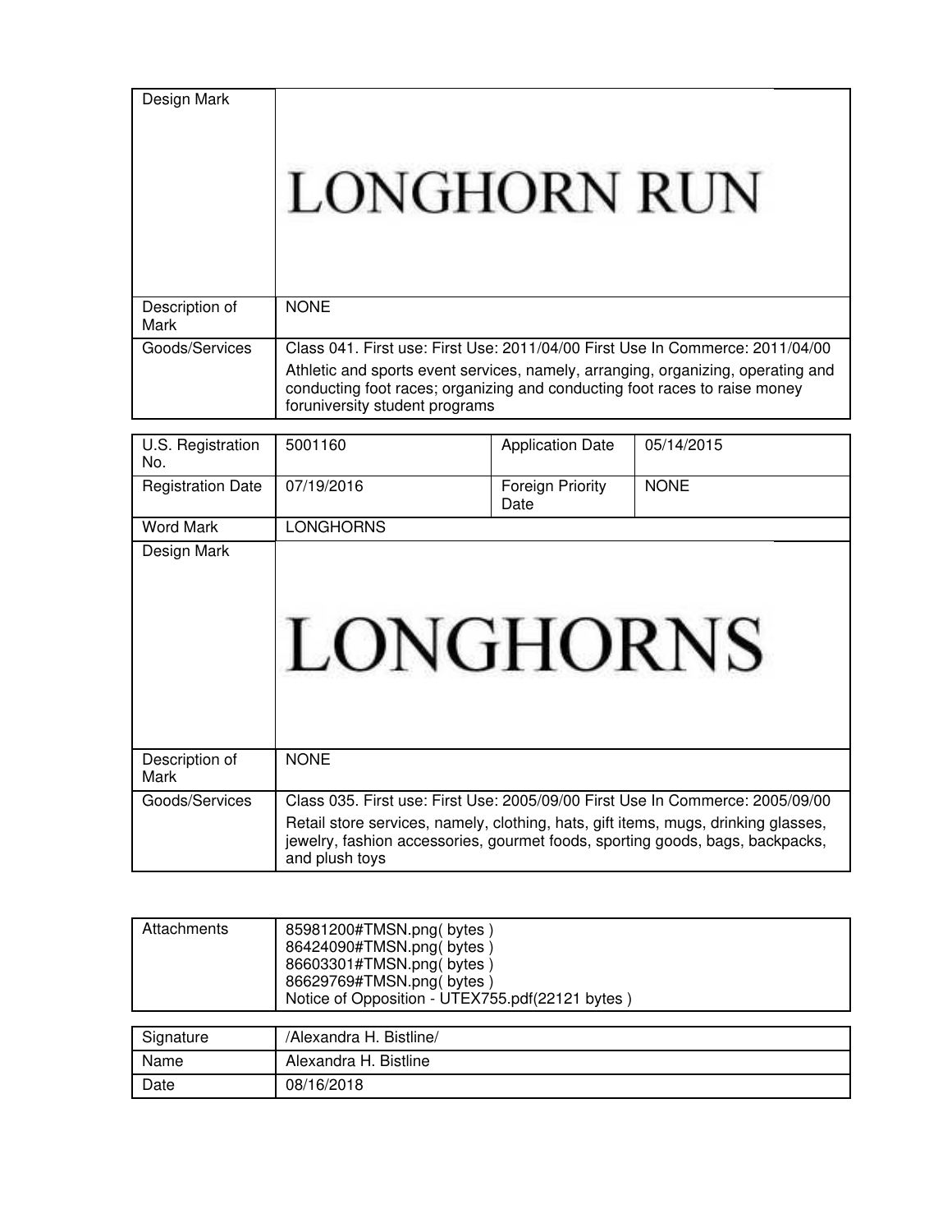| Design Mark | LONGHORN RUN |
|---|---|
| Description of Mark | NONE |
| Goods/Services | Class 041. First use: First Use: 2011/04/00 First Use In Commerce: 2011/04/00<br>Athletic and sports event services, namely, arranging, organizing, operating and conducting foot races; organizing and conducting foot races to raise money foruniversity student programs |

| U.S. Registration No. | 5001160 | Application Date | 05/14/2015 |
|---|---|---|---|
| Registration Date | 07/19/2016 | Foreign Priority Date | NONE |
| Word Mark | LONGHORNS | | |
| Design Mark | LONGHORNS | | |
| Description of Mark | NONE | | |
| Goods/Services | Class 035. First use: First Use: 2005/09/00 First Use In Commerce: 2005/09/00<br>Retail store services, namely, clothing, hats, gift items, mugs, drinking glasses, jewelry, fashion accessories, gourmet foods, sporting goods, bags, backpacks, and plush toys | | |

| Attachments | 85981200#TMSN.png( bytes )<br>86424090#TMSN.png( bytes )<br>86603301#TMSN.png( bytes )<br>86629769#TMSN.png( bytes )<br>Notice of Opposition - UTEX755.pdf(22121 bytes ) |
|---|---|

| Signature | /Alexandra H. Bistline/ |
|---|---|
| Name | Alexandra H. Bistline |
| Date | 08/16/2018 |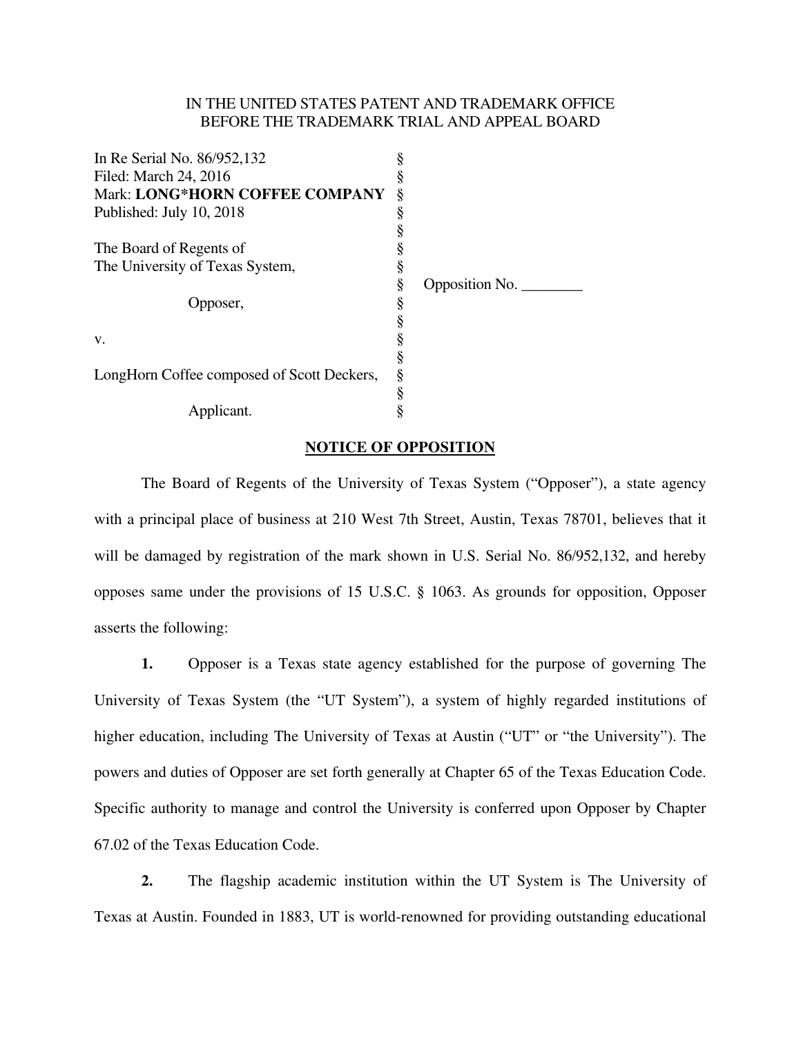IN THE UNITED STATES PATENT AND TRADEMARK OFFICE
BEFORE THE TRADEMARK TRIAL AND APPEAL BOARD

In Re Serial No. 86/952,132 §
Filed: March 24, 2016 §
Mark: **LONG*HORN COFFEE COMPANY** §
Published: July 10, 2018 §
§
The Board of Regents of §
The University of Texas System, §
§ Opposition No. ________
Opposer, §
§
v. §
§
LongHorn Coffee composed of Scott Deckers, §
§
Applicant. §

## NOTICE OF OPPOSITION

The Board of Regents of the University of Texas System ("Opposer"), a state agency with a principal place of business at 210 West 7th Street, Austin, Texas 78701, believes that it will be damaged by registration of the mark shown in U.S. Serial No. 86/952,132, and hereby opposes same under the provisions of 15 U.S.C. § 1063. As grounds for opposition, Opposer asserts the following:

**1.** Opposer is a Texas state agency established for the purpose of governing The University of Texas System (the "UT System"), a system of highly regarded institutions of higher education, including The University of Texas at Austin ("UT" or "the University"). The powers and duties of Opposer are set forth generally at Chapter 65 of the Texas Education Code. Specific authority to manage and control the University is conferred upon Opposer by Chapter 67.02 of the Texas Education Code.

**2.** The flagship academic institution within the UT System is The University of Texas at Austin. Founded in 1883, UT is world-renowned for providing outstanding educational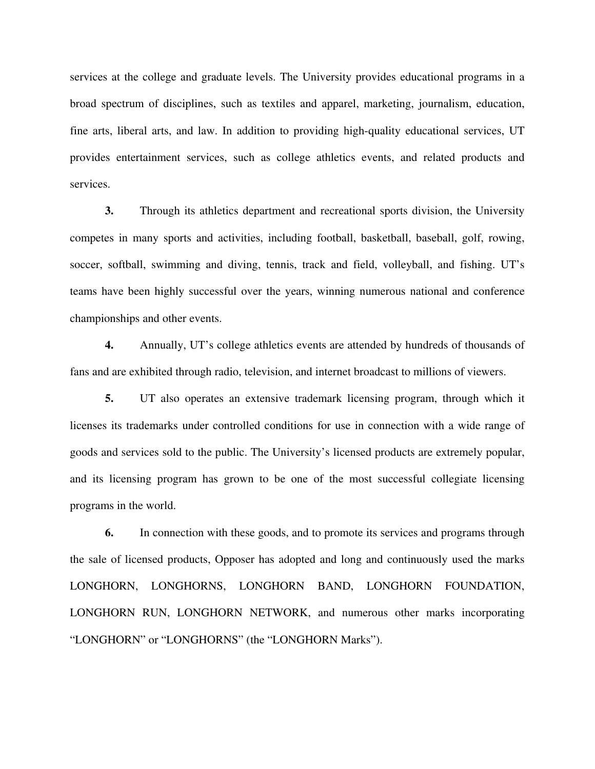services at the college and graduate levels. The University provides educational programs in a broad spectrum of disciplines, such as textiles and apparel, marketing, journalism, education, fine arts, liberal arts, and law. In addition to providing high-quality educational services, UT provides entertainment services, such as college athletics events, and related products and services.

**3.** Through its athletics department and recreational sports division, the University competes in many sports and activities, including football, basketball, baseball, golf, rowing, soccer, softball, swimming and diving, tennis, track and field, volleyball, and fishing. UT's teams have been highly successful over the years, winning numerous national and conference championships and other events.

**4.** Annually, UT's college athletics events are attended by hundreds of thousands of fans and are exhibited through radio, television, and internet broadcast to millions of viewers.

**5.** UT also operates an extensive trademark licensing program, through which it licenses its trademarks under controlled conditions for use in connection with a wide range of goods and services sold to the public. The University's licensed products are extremely popular, and its licensing program has grown to be one of the most successful collegiate licensing programs in the world.

**6.** In connection with these goods, and to promote its services and programs through the sale of licensed products, Opposer has adopted and long and continuously used the marks LONGHORN, LONGHORNS, LONGHORN BAND, LONGHORN FOUNDATION, LONGHORN RUN, LONGHORN NETWORK, and numerous other marks incorporating "LONGHORN" or "LONGHORNS" (the "LONGHORN Marks").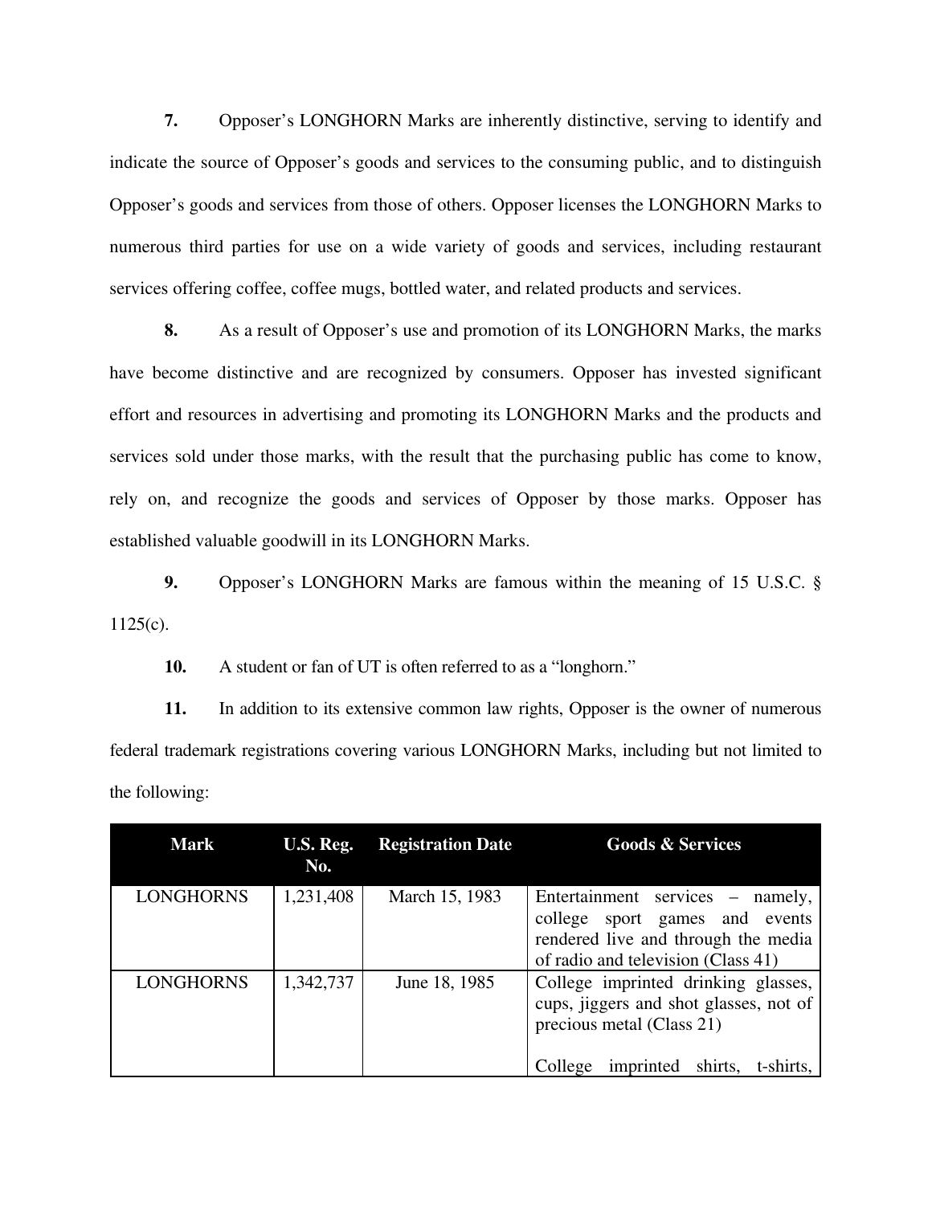**7.** Opposer's LONGHORN Marks are inherently distinctive, serving to identify and indicate the source of Opposer's goods and services to the consuming public, and to distinguish Opposer's goods and services from those of others. Opposer licenses the LONGHORN Marks to numerous third parties for use on a wide variety of goods and services, including restaurant services offering coffee, coffee mugs, bottled water, and related products and services.

**8.** As a result of Opposer's use and promotion of its LONGHORN Marks, the marks have become distinctive and are recognized by consumers. Opposer has invested significant effort and resources in advertising and promoting its LONGHORN Marks and the products and services sold under those marks, with the result that the purchasing public has come to know, rely on, and recognize the goods and services of Opposer by those marks. Opposer has established valuable goodwill in its LONGHORN Marks.

**9.** Opposer's LONGHORN Marks are famous within the meaning of 15 U.S.C. § 1125(c).

**10.** A student or fan of UT is often referred to as a "longhorn."

**11.** In addition to its extensive common law rights, Opposer is the owner of numerous federal trademark registrations covering various LONGHORN Marks, including but not limited to the following:

| Mark | U.S. Reg. No. | Registration Date | Goods & Services |
|---|---|---|---|
| LONGHORNS | 1,231,408 | March 15, 1983 | Entertainment services – namely, college sport games and events rendered live and through the media of radio and television (Class 41) |
| LONGHORNS | 1,342,737 | June 18, 1985 | College imprinted drinking glasses, cups, jiggers and shot glasses, not of precious metal (Class 21)<br><br>College imprinted shirts, t-shirts, |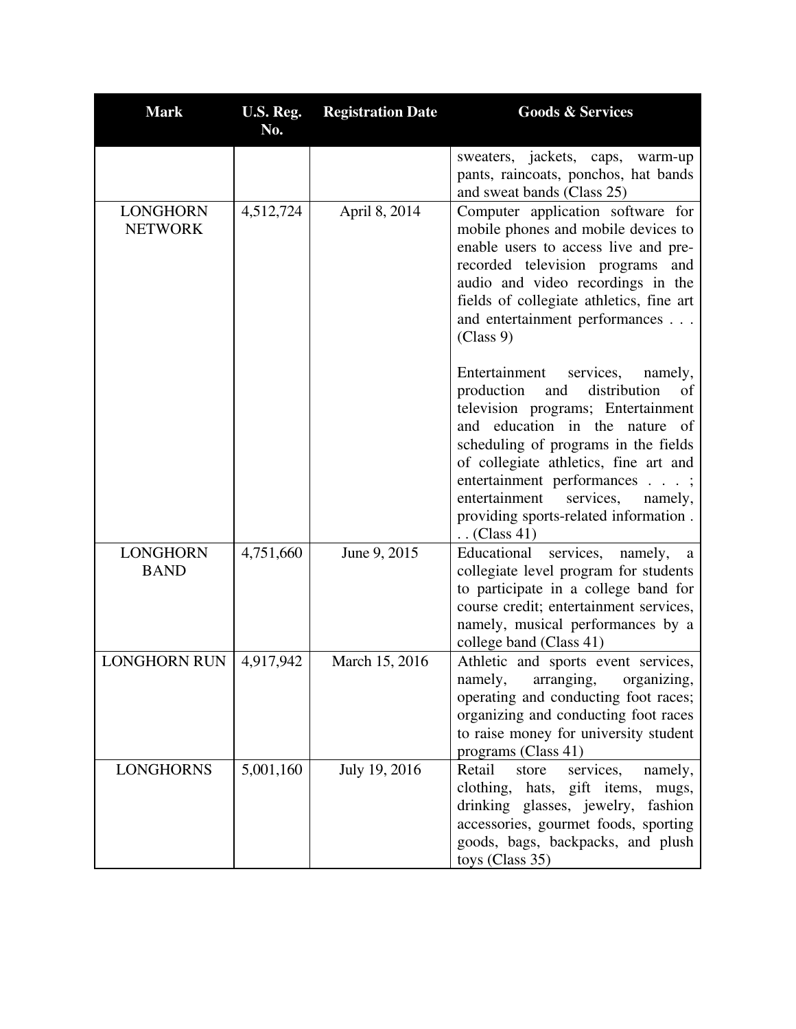| Mark | U.S. Reg. No. | Registration Date | Goods & Services |
|---|---|---|---|
| | | | sweaters, jackets, caps, warm-up pants, raincoats, ponchos, hat bands and sweat bands (Class 25) |
| LONGHORN NETWORK | 4,512,724 | April 8, 2014 | Computer application software for mobile phones and mobile devices to enable users to access live and pre-recorded television programs and audio and video recordings in the fields of collegiate athletics, fine art and entertainment performances . . . (Class 9)<br><br>Entertainment services, namely, production and distribution of television programs; Entertainment and education in the nature of scheduling of programs in the fields of collegiate athletics, fine art and entertainment performances . . . ; entertainment services, namely, providing sports-related information . . . (Class 41) |
| LONGHORN BAND | 4,751,660 | June 9, 2015 | Educational services, namely, a collegiate level program for students to participate in a college band for course credit; entertainment services, namely, musical performances by a college band (Class 41) |
| LONGHORN RUN | 4,917,942 | March 15, 2016 | Athletic and sports event services, namely, arranging, organizing, operating and conducting foot races; organizing and conducting foot races to raise money for university student programs (Class 41) |
| LONGHORNS | 5,001,160 | July 19, 2016 | Retail store services, namely, clothing, hats, gift items, mugs, drinking glasses, jewelry, fashion accessories, gourmet foods, sporting goods, bags, backpacks, and plush toys (Class 35) |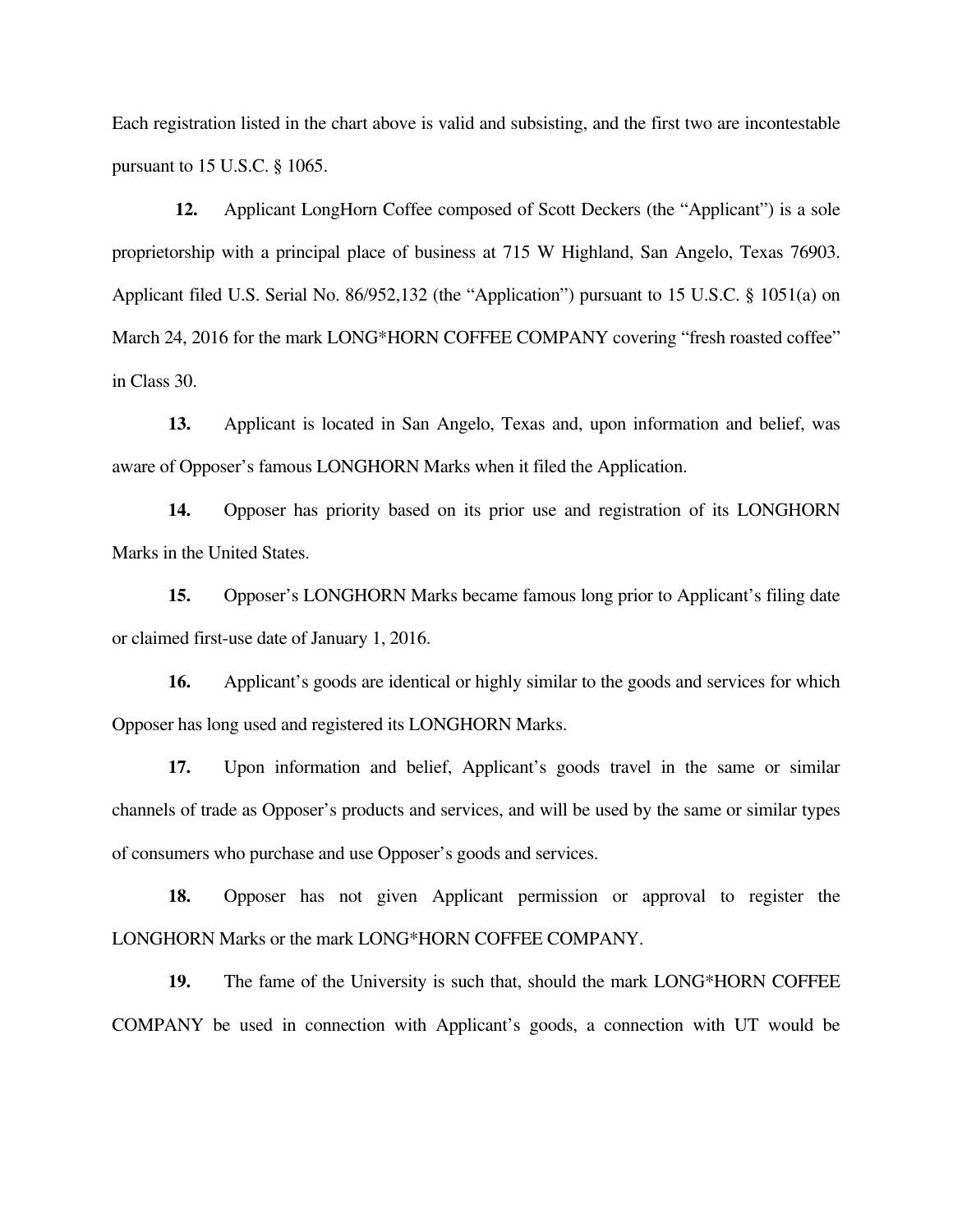Each registration listed in the chart above is valid and subsisting, and the first two are incontestable pursuant to 15 U.S.C. § 1065.

**12.** Applicant LongHorn Coffee composed of Scott Deckers (the "Applicant") is a sole proprietorship with a principal place of business at 715 W Highland, San Angelo, Texas 76903. Applicant filed U.S. Serial No. 86/952,132 (the "Application") pursuant to 15 U.S.C. § 1051(a) on March 24, 2016 for the mark LONG*HORN COFFEE COMPANY covering "fresh roasted coffee" in Class 30.

**13.** Applicant is located in San Angelo, Texas and, upon information and belief, was aware of Opposer's famous LONGHORN Marks when it filed the Application.

**14.** Opposer has priority based on its prior use and registration of its LONGHORN Marks in the United States.

**15.** Opposer's LONGHORN Marks became famous long prior to Applicant's filing date or claimed first-use date of January 1, 2016.

**16.** Applicant's goods are identical or highly similar to the goods and services for which Opposer has long used and registered its LONGHORN Marks.

**17.** Upon information and belief, Applicant's goods travel in the same or similar channels of trade as Opposer's products and services, and will be used by the same or similar types of consumers who purchase and use Opposer's goods and services.

**18.** Opposer has not given Applicant permission or approval to register the LONGHORN Marks or the mark LONG*HORN COFFEE COMPANY.

**19.** The fame of the University is such that, should the mark LONG*HORN COFFEE COMPANY be used in connection with Applicant's goods, a connection with UT would be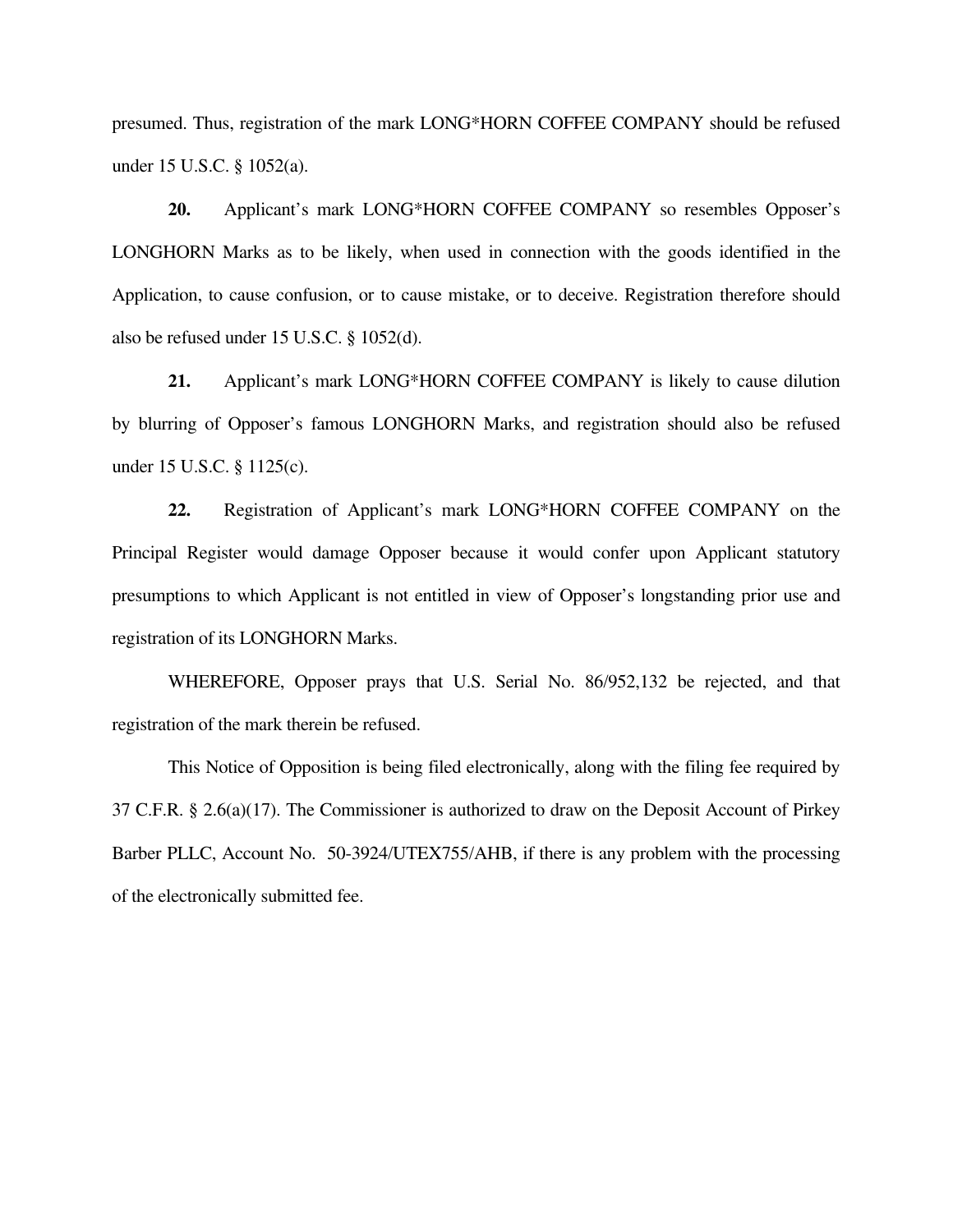presumed. Thus, registration of the mark LONG*HORN COFFEE COMPANY should be refused under 15 U.S.C. § 1052(a).

**20.** Applicant's mark LONG*HORN COFFEE COMPANY so resembles Opposer's LONGHORN Marks as to be likely, when used in connection with the goods identified in the Application, to cause confusion, or to cause mistake, or to deceive. Registration therefore should also be refused under 15 U.S.C. § 1052(d).

**21.** Applicant's mark LONG*HORN COFFEE COMPANY is likely to cause dilution by blurring of Opposer's famous LONGHORN Marks, and registration should also be refused under 15 U.S.C. § 1125(c).

**22.** Registration of Applicant's mark LONG*HORN COFFEE COMPANY on the Principal Register would damage Opposer because it would confer upon Applicant statutory presumptions to which Applicant is not entitled in view of Opposer's longstanding prior use and registration of its LONGHORN Marks.

WHEREFORE, Opposer prays that U.S. Serial No. 86/952,132 be rejected, and that registration of the mark therein be refused.

This Notice of Opposition is being filed electronically, along with the filing fee required by 37 C.F.R. § 2.6(a)(17). The Commissioner is authorized to draw on the Deposit Account of Pirkey Barber PLLC, Account No. 50-3924/UTEX755/AHB, if there is any problem with the processing of the electronically submitted fee.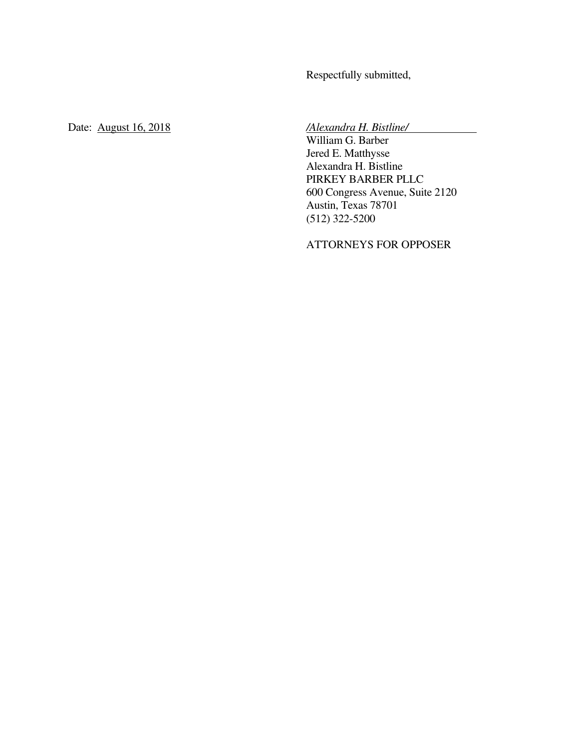Respectfully submitted,

Date: August 16, 2018

*/Alexandra H. Bistline/*
William G. Barber
Jered E. Matthysse
Alexandra H. Bistline
PIRKEY BARBER PLLC
600 Congress Avenue, Suite 2120
Austin, Texas 78701
(512) 322-5200

ATTORNEYS FOR OPPOSER